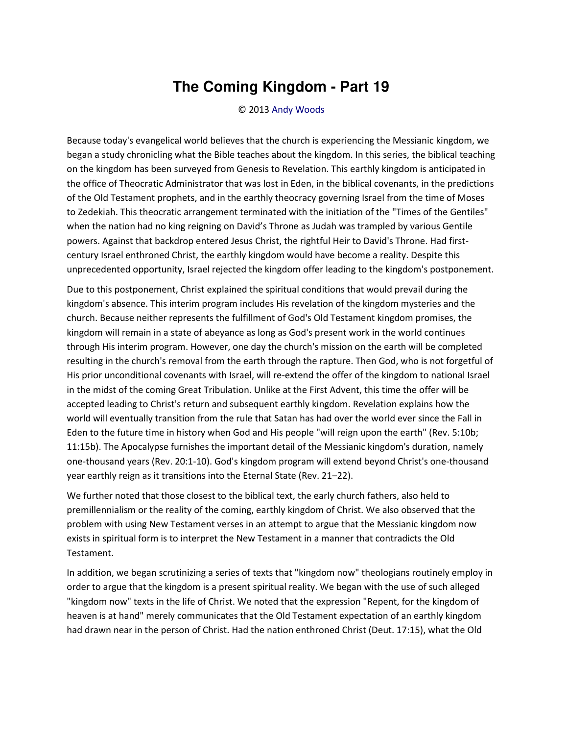# The Coming Kingdom - Part 19

© 2013 Andy Woods

Because today's evangelical world believes that the church is experiencing the Messianic kingdom, we began a study chronicling what the Bible teaches about the kingdom. In this series, the biblical teaching on the kingdom has been surveyed from Genesis to Revelation. This earthly kingdom is anticipated in the office of Theocratic Administrator that was lost in Eden, in the biblical covenants, in the predictions of the Old Testament prophets, and in the earthly theocracy governing Israel from the time of Moses to Zedekiah. This theocratic arrangement terminated with the initiation of the "Times of the Gentiles" when the nation had no king reigning on David's Throne as Judah was trampled by various Gentile powers. Against that backdrop entered Jesus Christ, the rightful Heir to David's Throne. Had first-century Israel enthroned Christ, the earthly kingdom would have become a reality. Despite this unprecedented opportunity, Israel rejected the kingdom offer leading to the kingdom's postponement.

Due to this postponement, Christ explained the spiritual conditions that would prevail during the kingdom's absence. This interim program includes His revelation of the kingdom mysteries and the church. Because neither represents the fulfillment of God's Old Testament kingdom promises, the kingdom will remain in a state of abeyance as long as God's present work in the world continues through His interim program. However, one day the church's mission on the earth will be completed resulting in the church's removal from the earth through the rapture. Then God, who is not forgetful of His prior unconditional covenants with Israel, will re-extend the offer of the kingdom to national Israel in the midst of the coming Great Tribulation. Unlike at the First Advent, this time the offer will be accepted leading to Christ's return and subsequent earthly kingdom. Revelation explains how the world will eventually transition from the rule that Satan has had over the world ever since the Fall in Eden to the future time in history when God and His people "will reign upon the earth" (Rev. 5:10b; 11:15b). The Apocalypse furnishes the important detail of the Messianic kingdom's duration, namely one-thousand years (Rev. 20:1-10). God's kingdom program will extend beyond Christ's one-thousand year earthly reign as it transitions into the Eternal State (Rev. 21–22).

We further noted that those closest to the biblical text, the early church fathers, also held to premillennialism or the reality of the coming, earthly kingdom of Christ. We also observed that the problem with using New Testament verses in an attempt to argue that the Messianic kingdom now exists in spiritual form is to interpret the New Testament in a manner that contradicts the Old Testament.

In addition, we began scrutinizing a series of texts that "kingdom now" theologians routinely employ in order to argue that the kingdom is a present spiritual reality. We began with the use of such alleged "kingdom now" texts in the life of Christ. We noted that the expression "Repent, for the kingdom of heaven is at hand" merely communicates that the Old Testament expectation of an earthly kingdom had drawn near in the person of Christ. Had the nation enthroned Christ (Deut. 17:15), what the Old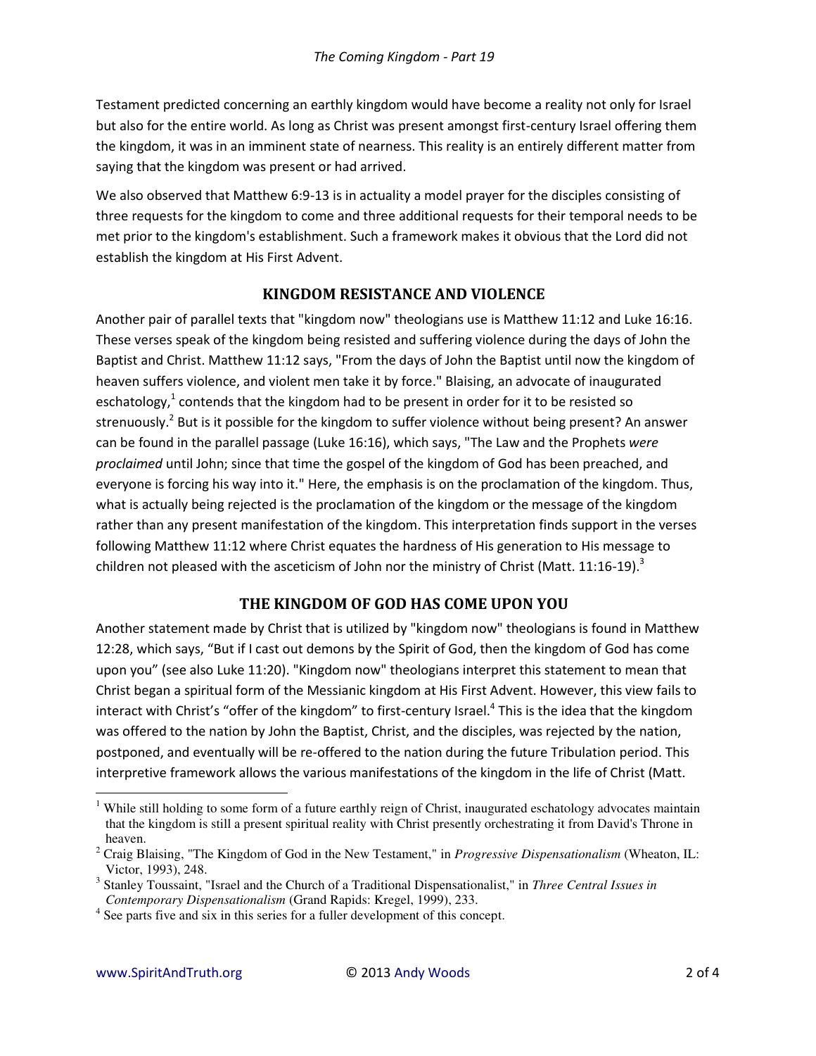Testament predicted concerning an earthly kingdom would have become a reality not only for Israel but also for the entire world. As long as Christ was present amongst first-century Israel offering them the kingdom, it was in an imminent state of nearness. This reality is an entirely different matter from saying that the kingdom was present or had arrived.

We also observed that Matthew 6:9-13 is in actuality a model prayer for the disciples consisting of three requests for the kingdom to come and three additional requests for their temporal needs to be met prior to the kingdom's establishment. Such a framework makes it obvious that the Lord did not establish the kingdom at His First Advent.

## KINGDOM RESISTANCE AND VIOLENCE

Another pair of parallel texts that "kingdom now" theologians use is Matthew 11:12 and Luke 16:16. These verses speak of the kingdom being resisted and suffering violence during the days of John the Baptist and Christ. Matthew 11:12 says, "From the days of John the Baptist until now the kingdom of heaven suffers violence, and violent men take it by force." Blaising, an advocate of inaugurated eschatology,[1] contends that the kingdom had to be present in order for it to be resisted so strenuously.[2] But is it possible for the kingdom to suffer violence without being present? An answer can be found in the parallel passage (Luke 16:16), which says, "The Law and the Prophets *were proclaimed* until John; since that time the gospel of the kingdom of God has been preached, and everyone is forcing his way into it." Here, the emphasis is on the proclamation of the kingdom. Thus, what is actually being rejected is the proclamation of the kingdom or the message of the kingdom rather than any present manifestation of the kingdom. This interpretation finds support in the verses following Matthew 11:12 where Christ equates the hardness of His generation to His message to children not pleased with the asceticism of John nor the ministry of Christ (Matt. 11:16-19).[3]

## THE KINGDOM OF GOD HAS COME UPON YOU

Another statement made by Christ that is utilized by "kingdom now" theologians is found in Matthew 12:28, which says, "But if I cast out demons by the Spirit of God, then the kingdom of God has come upon you" (see also Luke 11:20). "Kingdom now" theologians interpret this statement to mean that Christ began a spiritual form of the Messianic kingdom at His First Advent. However, this view fails to interact with Christ's "offer of the kingdom" to first-century Israel.[4] This is the idea that the kingdom was offered to the nation by John the Baptist, Christ, and the disciples, was rejected by the nation, postponed, and eventually will be re-offered to the nation during the future Tribulation period. This interpretive framework allows the various manifestations of the kingdom in the life of Christ (Matt.

---

[1] While still holding to some form of a future earthly reign of Christ, inaugurated eschatology advocates maintain that the kingdom is still a present spiritual reality with Christ presently orchestrating it from David's Throne in heaven.

[2] Craig Blaising, "The Kingdom of God in the New Testament," in *Progressive Dispensationalism* (Wheaton, IL: Victor, 1993), 248.

[3] Stanley Toussaint, "Israel and the Church of a Traditional Dispensationalist," in *Three Central Issues in Contemporary Dispensationalism* (Grand Rapids: Kregel, 1999), 233.

[4] See parts five and six in this series for a fuller development of this concept.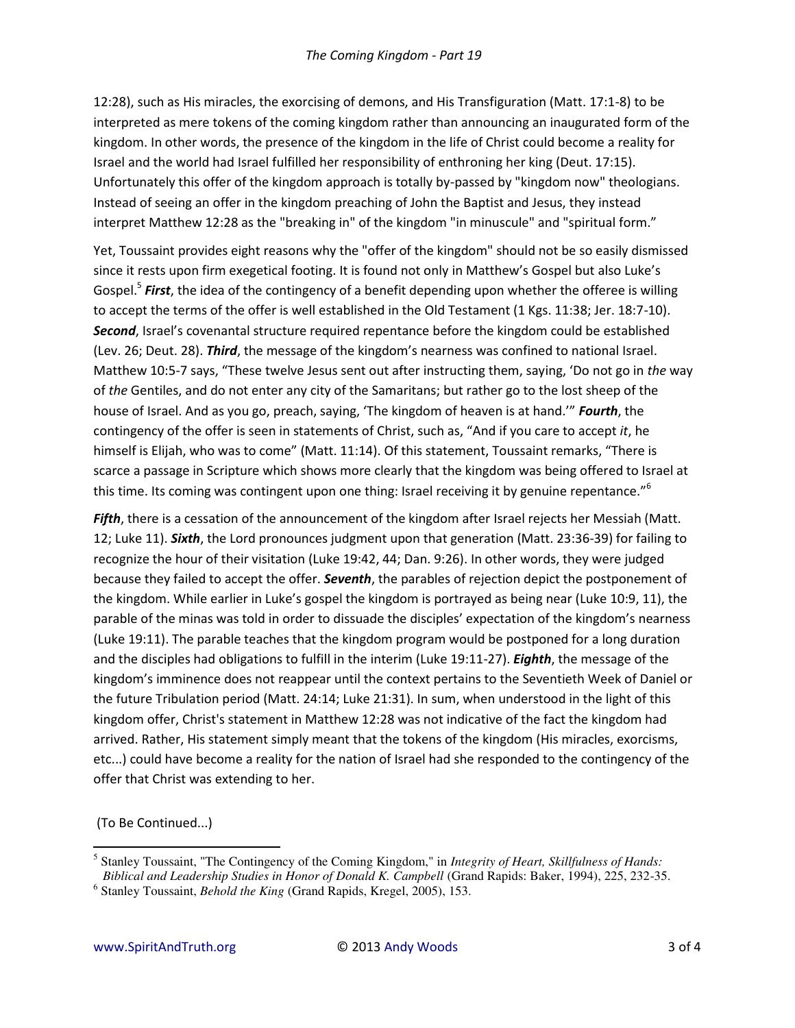12:28), such as His miracles, the exorcising of demons, and His Transfiguration (Matt. 17:1-8) to be interpreted as mere tokens of the coming kingdom rather than announcing an inaugurated form of the kingdom. In other words, the presence of the kingdom in the life of Christ could become a reality for Israel and the world had Israel fulfilled her responsibility of enthroning her king (Deut. 17:15). Unfortunately this offer of the kingdom approach is totally by-passed by "kingdom now" theologians. Instead of seeing an offer in the kingdom preaching of John the Baptist and Jesus, they instead interpret Matthew 12:28 as the "breaking in" of the kingdom "in minuscule" and "spiritual form."

Yet, Toussaint provides eight reasons why the "offer of the kingdom" should not be so easily dismissed since it rests upon firm exegetical footing. It is found not only in Matthew's Gospel but also Luke's Gospel.[5] ***First***, the idea of the contingency of a benefit depending upon whether the offeree is willing to accept the terms of the offer is well established in the Old Testament (1 Kgs. 11:38; Jer. 18:7-10). ***Second***, Israel's covenantal structure required repentance before the kingdom could be established (Lev. 26; Deut. 28). ***Third***, the message of the kingdom's nearness was confined to national Israel. Matthew 10:5-7 says, "These twelve Jesus sent out after instructing them, saying, 'Do not go in *the* way of *the* Gentiles, and do not enter any city of the Samaritans; but rather go to the lost sheep of the house of Israel. And as you go, preach, saying, 'The kingdom of heaven is at hand.'" ***Fourth***, the contingency of the offer is seen in statements of Christ, such as, "And if you care to accept *it*, he himself is Elijah, who was to come" (Matt. 11:14). Of this statement, Toussaint remarks, "There is scarce a passage in Scripture which shows more clearly that the kingdom was being offered to Israel at this time. Its coming was contingent upon one thing: Israel receiving it by genuine repentance."[6]

***Fifth***, there is a cessation of the announcement of the kingdom after Israel rejects her Messiah (Matt. 12; Luke 11). ***Sixth***, the Lord pronounces judgment upon that generation (Matt. 23:36-39) for failing to recognize the hour of their visitation (Luke 19:42, 44; Dan. 9:26). In other words, they were judged because they failed to accept the offer. ***Seventh***, the parables of rejection depict the postponement of the kingdom. While earlier in Luke's gospel the kingdom is portrayed as being near (Luke 10:9, 11), the parable of the minas was told in order to dissuade the disciples' expectation of the kingdom's nearness (Luke 19:11). The parable teaches that the kingdom program would be postponed for a long duration and the disciples had obligations to fulfill in the interim (Luke 19:11-27). ***Eighth***, the message of the kingdom's imminence does not reappear until the context pertains to the Seventieth Week of Daniel or the future Tribulation period (Matt. 24:14; Luke 21:31). In sum, when understood in the light of this kingdom offer, Christ's statement in Matthew 12:28 was not indicative of the fact the kingdom had arrived. Rather, His statement simply meant that the tokens of the kingdom (His miracles, exorcisms, etc...) could have become a reality for the nation of Israel had she responded to the contingency of the offer that Christ was extending to her.

(To Be Continued...)

---

[5] Stanley Toussaint, "The Contingency of the Coming Kingdom," in *Integrity of Heart, Skillfulness of Hands: Biblical and Leadership Studies in Honor of Donald K. Campbell* (Grand Rapids: Baker, 1994), 225, 232-35.

[6] Stanley Toussaint, *Behold the King* (Grand Rapids, Kregel, 2005), 153.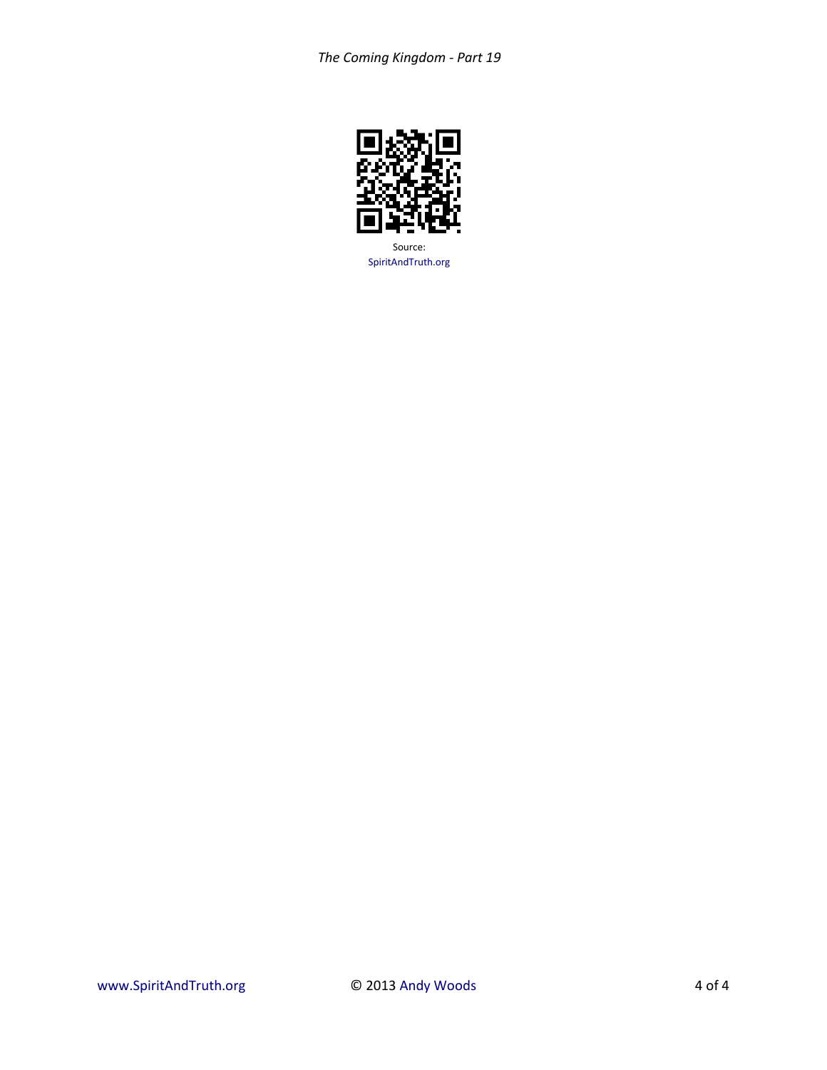Source:
SpiritAndTruth.org